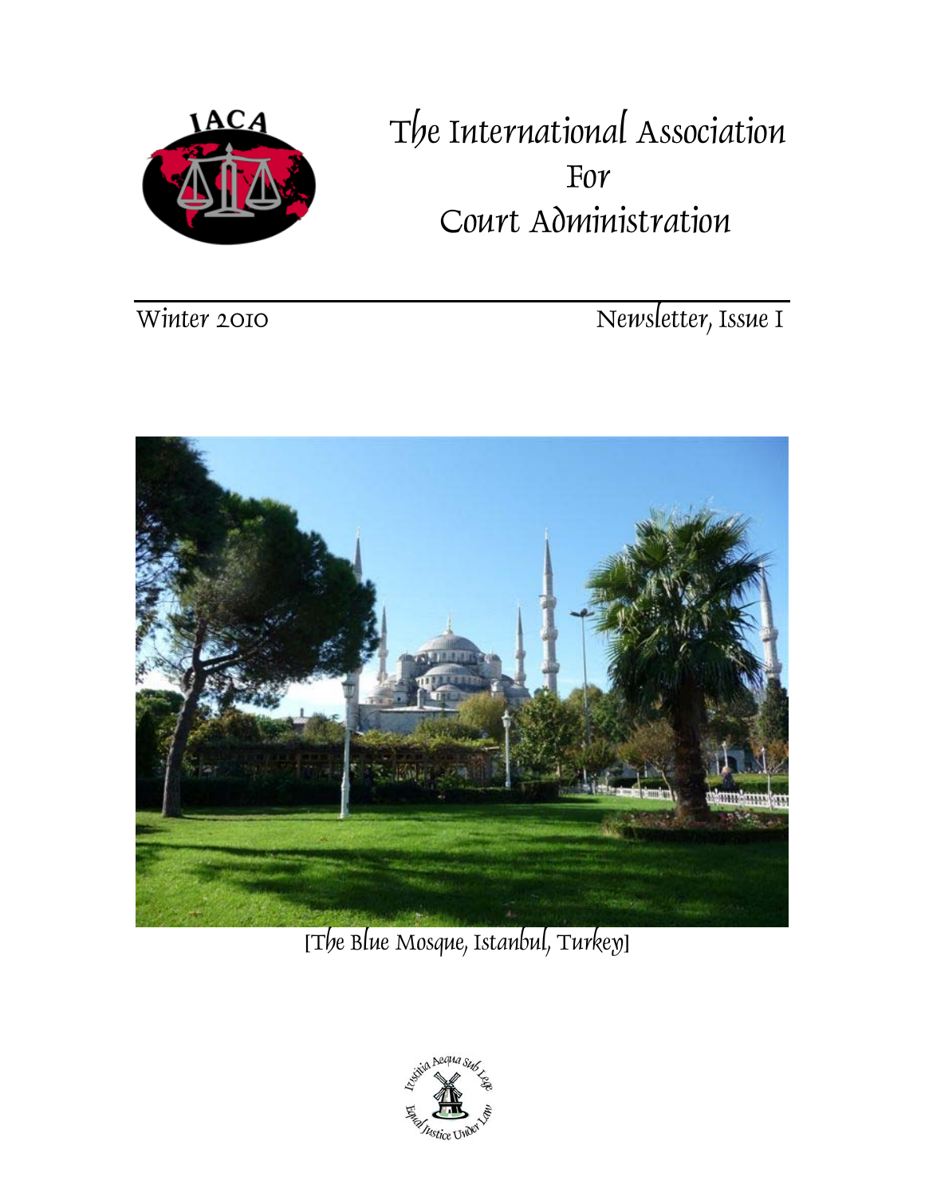# The International Association For Court Administration

Winter 2010

Newsletter, Issue I

[The Blue Mosque, Istanbul, Turkey]

Iustitia Aequa Sub Lege

Equal Justice Under Law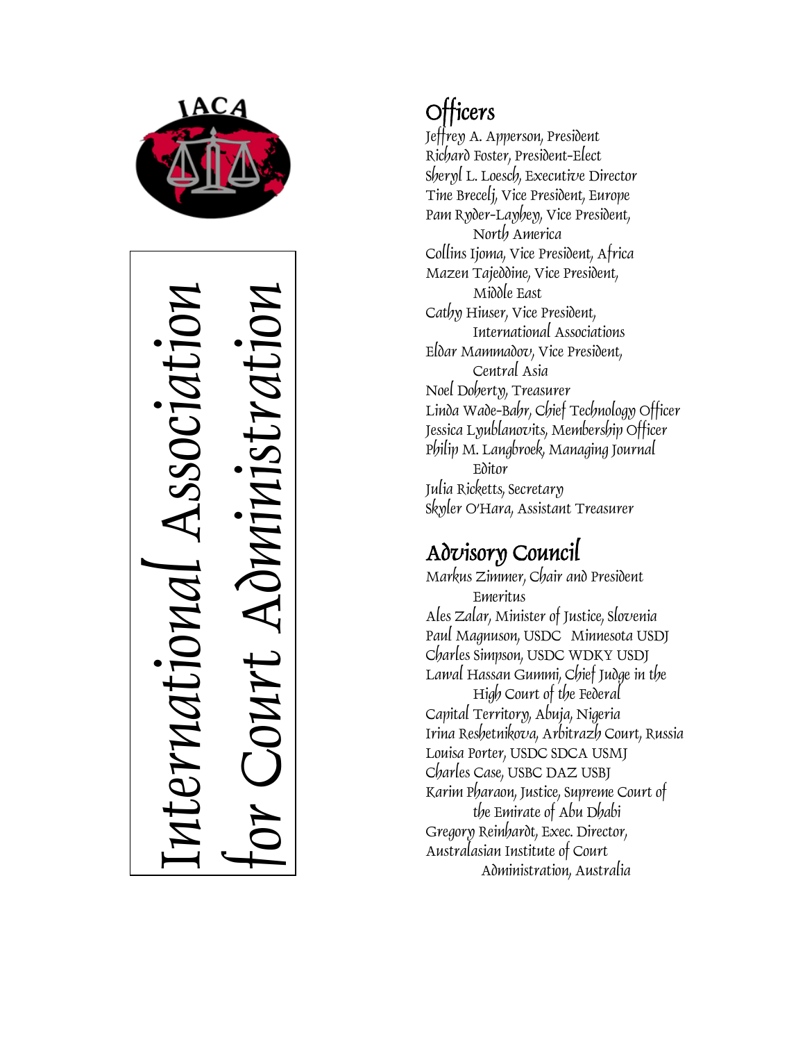IACA

International Association for Court Administration

## Officers

Jeffrey A. Apperson, President
Richard Foster, President-Elect
Sheryl L. Loesch, Executive Director
Tine Brecelj, Vice President, Europe
Pam Ryder-Layhey, Vice President, North America
Collins Ijoma, Vice President, Africa
Mazen Tajeddine, Vice President, Middle East
Cathy Hiuser, Vice President, International Associations
Eldar Mammadov, Vice President, Central Asia
Noel Doherty, Treasurer
Linda Wade-Bahr, Chief Technology Officer
Jessica Lyublanovits, Membership Officer
Philip M. Langbroek, Managing Journal Editor
Julia Ricketts, Secretary
Skyler O'Hara, Assistant Treasurer

## Advisory Council

Markus Zimmer, Chair and President Emeritus
Ales Zalar, Minister of Justice, Slovenia
Paul Magnuson, USDC Minnesota USDJ
Charles Simpson, USDC WDKY USDJ
Lawal Hassan Gummi, Chief Judge in the High Court of the Federal Capital Territory, Abuja, Nigeria
Irina Reshetnikova, Arbitrazh Court, Russia
Louisa Porter, USDC SDCA USMJ
Charles Case, USBC DAZ USBJ
Karim Pharaon, Justice, Supreme Court of the Emirate of Abu Dhabi
Gregory Reinhardt, Exec. Director, Australasian Institute of Court Administration, Australia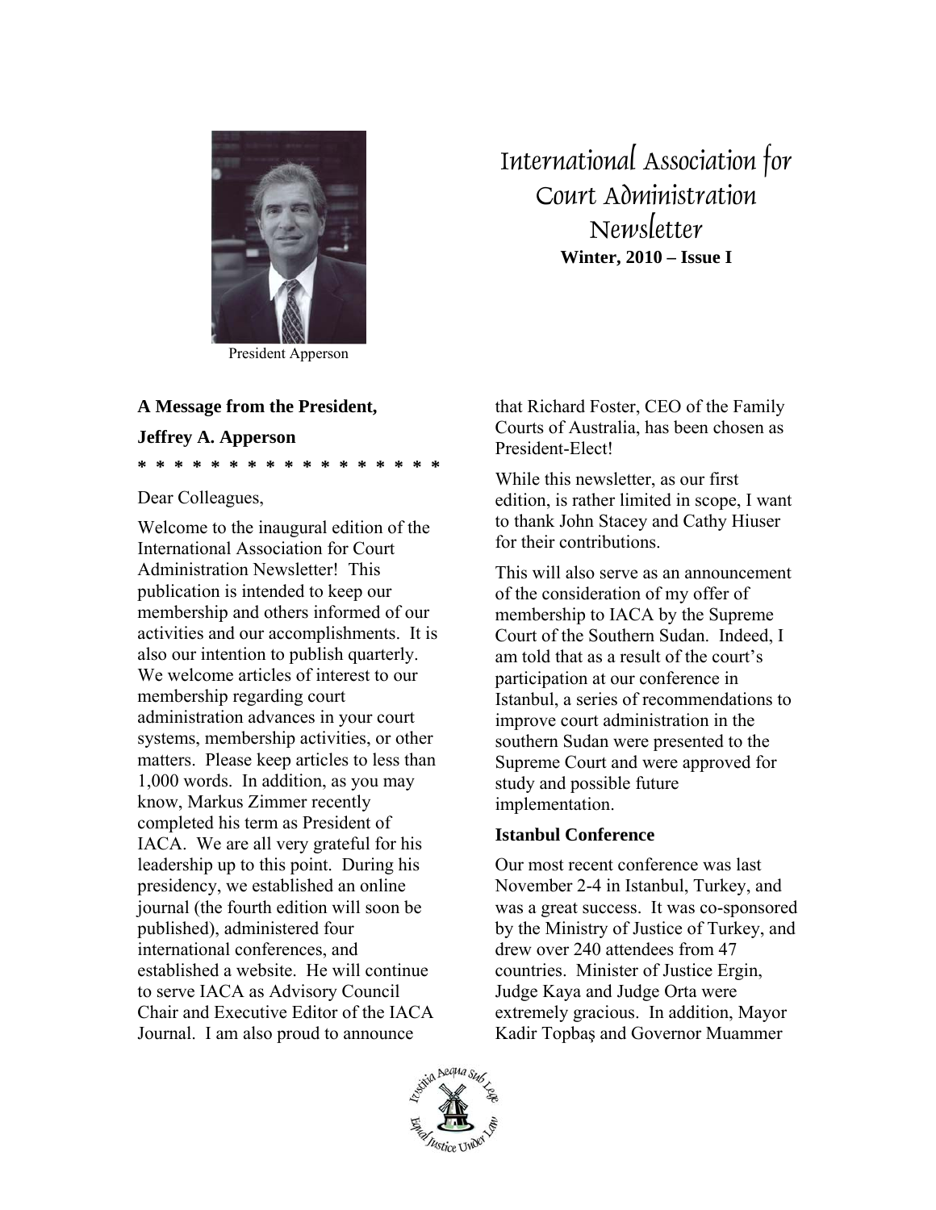President Apperson

# International Association for Court Administration Newsletter

**Winter, 2010 – Issue I**

## A Message from the President, Jeffrey A. Apperson

* * * * * * * * * * * * * * * * *

Dear Colleagues,

Welcome to the inaugural edition of the International Association for Court Administration Newsletter! This publication is intended to keep our membership and others informed of our activities and our accomplishments. It is also our intention to publish quarterly. We welcome articles of interest to our membership regarding court administration advances in your court systems, membership activities, or other matters. Please keep articles to less than 1,000 words. In addition, as you may know, Markus Zimmer recently completed his term as President of IACA. We are all very grateful for his leadership up to this point. During his presidency, we established an online journal (the fourth edition will soon be published), administered four international conferences, and established a website. He will continue to serve IACA as Advisory Council Chair and Executive Editor of the IACA Journal. I am also proud to announce that Richard Foster, CEO of the Family Courts of Australia, has been chosen as President-Elect!

While this newsletter, as our first edition, is rather limited in scope, I want to thank John Stacey and Cathy Hiuser for their contributions.

This will also serve as an announcement of the consideration of my offer of membership to IACA by the Supreme Court of the Southern Sudan. Indeed, I am told that as a result of the court's participation at our conference in Istanbul, a series of recommendations to improve court administration in the southern Sudan were presented to the Supreme Court and were approved for study and possible future implementation.

### Istanbul Conference

Our most recent conference was last November 2-4 in Istanbul, Turkey, and was a great success. It was co-sponsored by the Ministry of Justice of Turkey, and drew over 240 attendees from 47 countries. Minister of Justice Ergin, Judge Kaya and Judge Orta were extremely gracious. In addition, Mayor Kadir Topbaş and Governor Muammer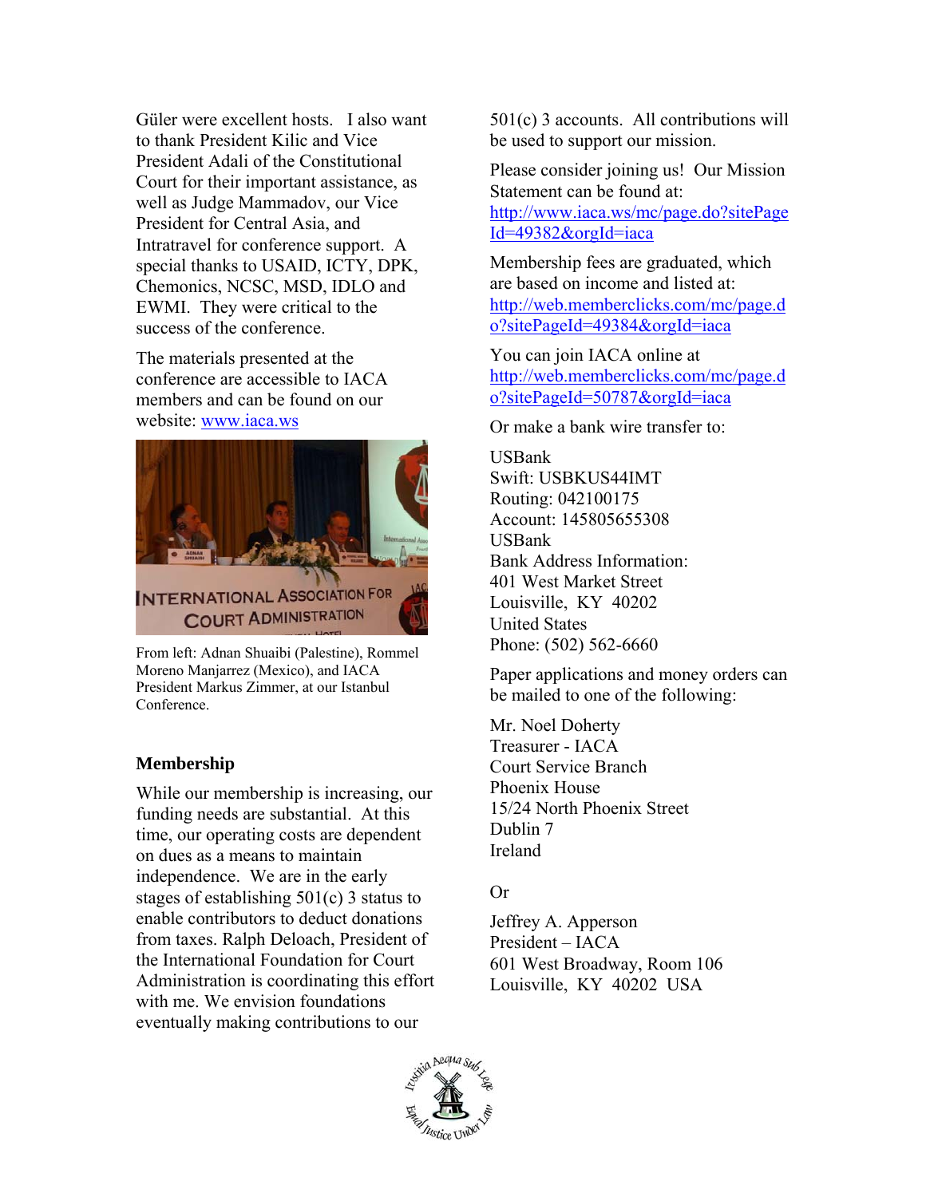Güler were excellent hosts. I also want to thank President Kilic and Vice President Adali of the Constitutional Court for their important assistance, as well as Judge Mammadov, our Vice President for Central Asia, and Intratravel for conference support. A special thanks to USAID, ICTY, DPK, Chemonics, NCSC, MSD, IDLO and EWMI. They were critical to the success of the conference.

The materials presented at the conference are accessible to IACA members and can be found on our website: www.iaca.ws

From left: Adnan Shuaibi (Palestine), Rommel Moreno Manjarrez (Mexico), and IACA President Markus Zimmer, at our Istanbul Conference.

## Membership

While our membership is increasing, our funding needs are substantial. At this time, our operating costs are dependent on dues as a means to maintain independence. We are in the early stages of establishing 501(c) 3 status to enable contributors to deduct donations from taxes. Ralph Deloach, President of the International Foundation for Court Administration is coordinating this effort with me. We envision foundations eventually making contributions to our 501(c) 3 accounts. All contributions will be used to support our mission.

Please consider joining us! Our Mission Statement can be found at: http://www.iaca.ws/mc/page.do?sitePageId=49382&orgId=iaca

Membership fees are graduated, which are based on income and listed at: http://web.memberclicks.com/mc/page.do?sitePageId=49384&orgId=iaca

You can join IACA online at http://web.memberclicks.com/mc/page.do?sitePageId=50787&orgId=iaca

Or make a bank wire transfer to:

USBank  
Swift: USBKUS44IMT  
Routing: 042100175  
Account: 145805655308  
USBank  
Bank Address Information:  
401 West Market Street  
Louisville, KY 40202  
United States  
Phone: (502) 562-6660

Paper applications and money orders can be mailed to one of the following:

Mr. Noel Doherty  
Treasurer - IACA  
Court Service Branch  
Phoenix House  
15/24 North Phoenix Street  
Dublin 7  
Ireland

Or

Jeffrey A. Apperson  
President – IACA  
601 West Broadway, Room 106  
Louisville, KY 40202 USA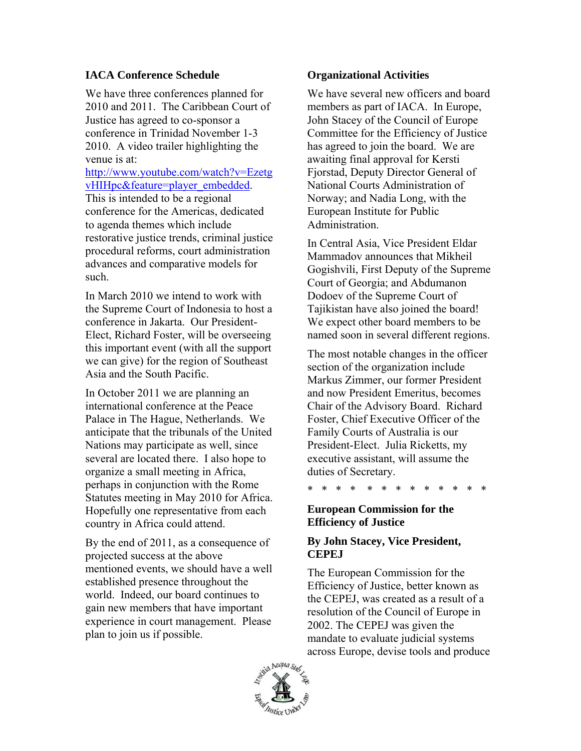## IACA Conference Schedule

We have three conferences planned for 2010 and 2011. The Caribbean Court of Justice has agreed to co-sponsor a conference in Trinidad November 1-3 2010. A video trailer highlighting the venue is at: http://www.youtube.com/watch?v=EzetgvHIHpc&feature=player_embedded. This is intended to be a regional conference for the Americas, dedicated to agenda themes which include restorative justice trends, criminal justice procedural reforms, court administration advances and comparative models for such.

In March 2010 we intend to work with the Supreme Court of Indonesia to host a conference in Jakarta. Our President-Elect, Richard Foster, will be overseeing this important event (with all the support we can give) for the region of Southeast Asia and the South Pacific.

In October 2011 we are planning an international conference at the Peace Palace in The Hague, Netherlands. We anticipate that the tribunals of the United Nations may participate as well, since several are located there. I also hope to organize a small meeting in Africa, perhaps in conjunction with the Rome Statutes meeting in May 2010 for Africa. Hopefully one representative from each country in Africa could attend.

By the end of 2011, as a consequence of projected success at the above mentioned events, we should have a well established presence throughout the world. Indeed, our board continues to gain new members that have important experience in court management. Please plan to join us if possible.

## Organizational Activities

We have several new officers and board members as part of IACA. In Europe, John Stacey of the Council of Europe Committee for the Efficiency of Justice has agreed to join the board. We are awaiting final approval for Kersti Fjorstad, Deputy Director General of National Courts Administration of Norway; and Nadia Long, with the European Institute for Public Administration.

In Central Asia, Vice President Eldar Mammadov announces that Mikheil Gogishvili, First Deputy of the Supreme Court of Georgia; and Abdumanon Dodoev of the Supreme Court of Tajikistan have also joined the board! We expect other board members to be named soon in several different regions.

The most notable changes in the officer section of the organization include Markus Zimmer, our former President and now President Emeritus, becomes Chair of the Advisory Board. Richard Foster, Chief Executive Officer of the Family Courts of Australia is our President-Elect. Julia Ricketts, my executive assistant, will assume the duties of Secretary.

\* \* \* \* \* \* \* \* \* \* \* \* \*

## European Commission for the Efficiency of Justice

### By John Stacey, Vice President, CEPEJ

The European Commission for the Efficiency of Justice, better known as the CEPEJ, was created as a result of a resolution of the Council of Europe in 2002. The CEPEJ was given the mandate to evaluate judicial systems across Europe, devise tools and produce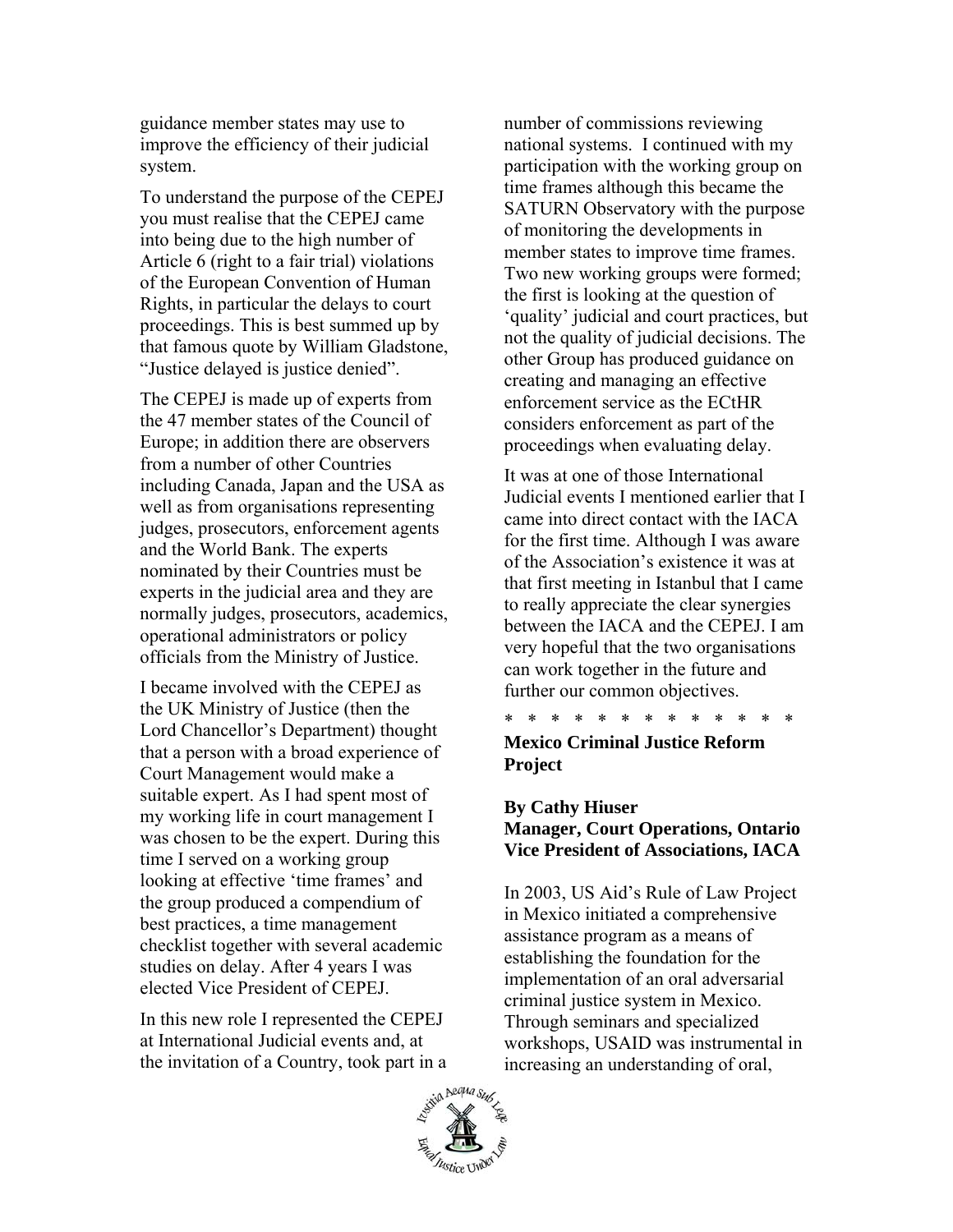guidance member states may use to improve the efficiency of their judicial system.

To understand the purpose of the CEPEJ you must realise that the CEPEJ came into being due to the high number of Article 6 (right to a fair trial) violations of the European Convention of Human Rights, in particular the delays to court proceedings. This is best summed up by that famous quote by William Gladstone, "Justice delayed is justice denied".

The CEPEJ is made up of experts from the 47 member states of the Council of Europe; in addition there are observers from a number of other Countries including Canada, Japan and the USA as well as from organisations representing judges, prosecutors, enforcement agents and the World Bank. The experts nominated by their Countries must be experts in the judicial area and they are normally judges, prosecutors, academics, operational administrators or policy officials from the Ministry of Justice.

I became involved with the CEPEJ as the UK Ministry of Justice (then the Lord Chancellor's Department) thought that a person with a broad experience of Court Management would make a suitable expert. As I had spent most of my working life in court management I was chosen to be the expert. During this time I served on a working group looking at effective 'time frames' and the group produced a compendium of best practices, a time management checklist together with several academic studies on delay. After 4 years I was elected Vice President of CEPEJ.

In this new role I represented the CEPEJ at International Judicial events and, at the invitation of a Country, took part in a number of commissions reviewing national systems. I continued with my participation with the working group on time frames although this became the SATURN Observatory with the purpose of monitoring the developments in member states to improve time frames. Two new working groups were formed; the first is looking at the question of 'quality' judicial and court practices, but not the quality of judicial decisions. The other Group has produced guidance on creating and managing an effective enforcement service as the ECtHR considers enforcement as part of the proceedings when evaluating delay.

It was at one of those International Judicial events I mentioned earlier that I came into direct contact with the IACA for the first time. Although I was aware of the Association's existence it was at that first meeting in Istanbul that I came to really appreciate the clear synergies between the IACA and the CEPEJ. I am very hopeful that the two organisations can work together in the future and further our common objectives.

\* \* \* \* \* \* \* \* \* \* \* \* \* \*

## Mexico Criminal Justice Reform Project

**By Cathy Hiuser**
**Manager, Court Operations, Ontario**
**Vice President of Associations, IACA**

In 2003, US Aid's Rule of Law Project in Mexico initiated a comprehensive assistance program as a means of establishing the foundation for the implementation of an oral adversarial criminal justice system in Mexico. Through seminars and specialized workshops, USAID was instrumental in increasing an understanding of oral,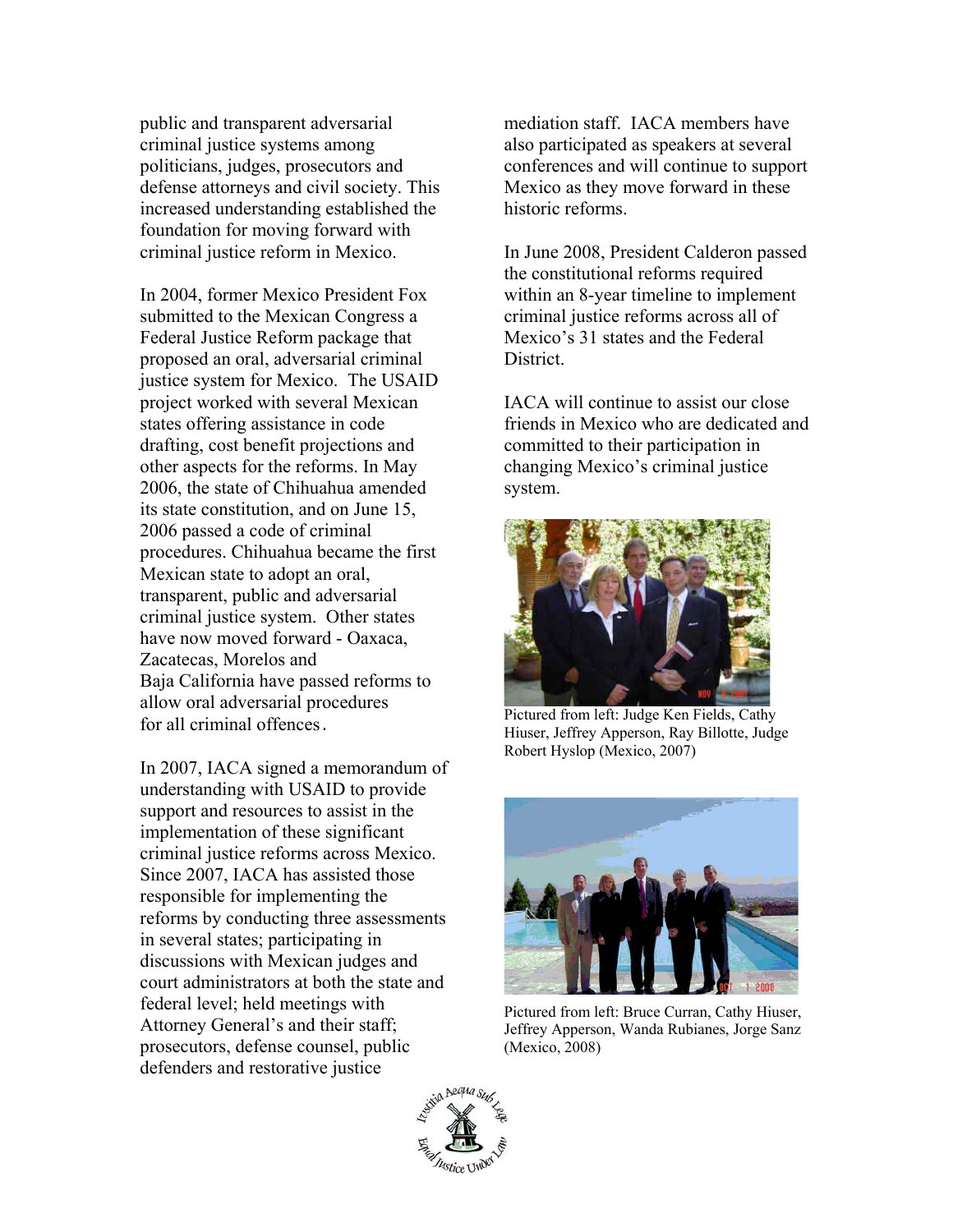public and transparent adversarial criminal justice systems among politicians, judges, prosecutors and defense attorneys and civil society. This increased understanding established the foundation for moving forward with criminal justice reform in Mexico.

In 2004, former Mexico President Fox submitted to the Mexican Congress a Federal Justice Reform package that proposed an oral, adversarial criminal justice system for Mexico. The USAID project worked with several Mexican states offering assistance in code drafting, cost benefit projections and other aspects for the reforms. In May 2006, the state of Chihuahua amended its state constitution, and on June 15, 2006 passed a code of criminal procedures. Chihuahua became the first Mexican state to adopt an oral, transparent, public and adversarial criminal justice system. Other states have now moved forward - Oaxaca, Zacatecas, Morelos and Baja California have passed reforms to allow oral adversarial procedures for all criminal offences.

In 2007, IACA signed a memorandum of understanding with USAID to provide support and resources to assist in the implementation of these significant criminal justice reforms across Mexico. Since 2007, IACA has assisted those responsible for implementing the reforms by conducting three assessments in several states; participating in discussions with Mexican judges and court administrators at both the state and federal level; held meetings with Attorney General's and their staff; prosecutors, defense counsel, public defenders and restorative justice mediation staff. IACA members have also participated as speakers at several conferences and will continue to support Mexico as they move forward in these historic reforms.

In June 2008, President Calderon passed the constitutional reforms required within an 8-year timeline to implement criminal justice reforms across all of Mexico's 31 states and the Federal District.

IACA will continue to assist our close friends in Mexico who are dedicated and committed to their participation in changing Mexico's criminal justice system.

Pictured from left: Judge Ken Fields, Cathy Hiuser, Jeffrey Apperson, Ray Billotte, Judge Robert Hyslop (Mexico, 2007)

Pictured from left: Bruce Curran, Cathy Hiuser, Jeffrey Apperson, Wanda Rubianes, Jorge Sanz (Mexico, 2008)

Iustitia Aequa Sub Lege

Equal Justice Under Law